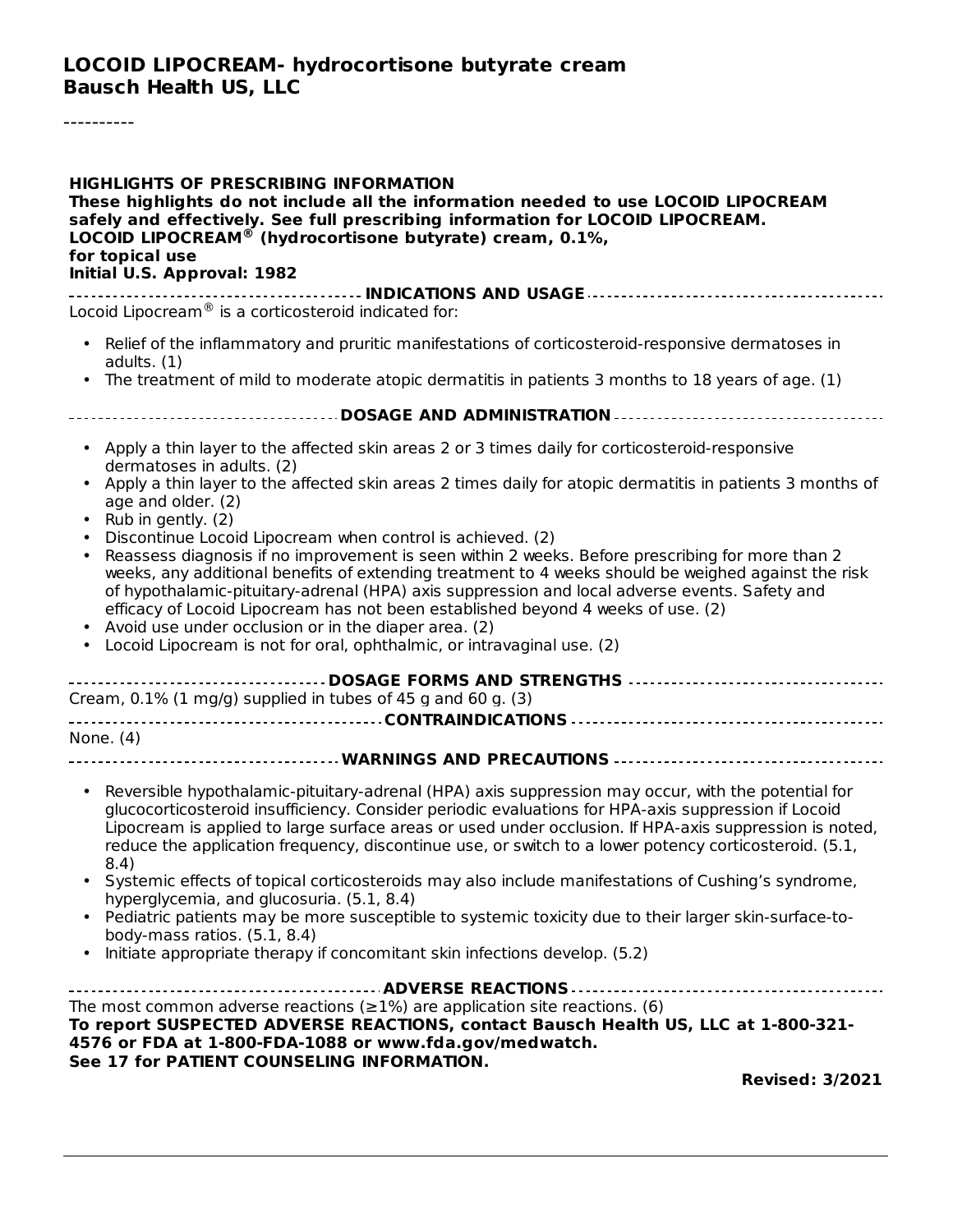# LOCOID LIPOCREAM- hydrocortisone butyrate cream
# Bausch Health US, LLC

----------

**HIGHLIGHTS OF PRESCRIBING INFORMATION**
**These highlights do not include all the information needed to use LOCOID LIPOCREAM safely and effectively. See full prescribing information for LOCOID LIPOCREAM.**
**LOCOID LIPOCREAM® (hydrocortisone butyrate) cream, 0.1%, for topical use**
**Initial U.S. Approval: 1982**

## INDICATIONS AND USAGE

Locoid Lipocream® is a corticosteroid indicated for:

- Relief of the inflammatory and pruritic manifestations of corticosteroid-responsive dermatoses in adults. (1)
- The treatment of mild to moderate atopic dermatitis in patients 3 months to 18 years of age. (1)

## DOSAGE AND ADMINISTRATION

- Apply a thin layer to the affected skin areas 2 or 3 times daily for corticosteroid-responsive dermatoses in adults. (2)
- Apply a thin layer to the affected skin areas 2 times daily for atopic dermatitis in patients 3 months of age and older. (2)
- Rub in gently. (2)
- Discontinue Locoid Lipocream when control is achieved. (2)
- Reassess diagnosis if no improvement is seen within 2 weeks. Before prescribing for more than 2 weeks, any additional benefits of extending treatment to 4 weeks should be weighed against the risk of hypothalamic-pituitary-adrenal (HPA) axis suppression and local adverse events. Safety and efficacy of Locoid Lipocream has not been established beyond 4 weeks of use. (2)
- Avoid use under occlusion or in the diaper area. (2)
- Locoid Lipocream is not for oral, ophthalmic, or intravaginal use. (2)

## DOSAGE FORMS AND STRENGTHS

Cream, 0.1% (1 mg/g) supplied in tubes of 45 g and 60 g. (3)

## CONTRAINDICATIONS

None. (4)

## WARNINGS AND PRECAUTIONS

- Reversible hypothalamic-pituitary-adrenal (HPA) axis suppression may occur, with the potential for glucocorticosteroid insufficiency. Consider periodic evaluations for HPA-axis suppression if Locoid Lipocream is applied to large surface areas or used under occlusion. If HPA-axis suppression is noted, reduce the application frequency, discontinue use, or switch to a lower potency corticosteroid. (5.1, 8.4)
- Systemic effects of topical corticosteroids may also include manifestations of Cushing's syndrome, hyperglycemia, and glucosuria. (5.1, 8.4)
- Pediatric patients may be more susceptible to systemic toxicity due to their larger skin-surface-to-body-mass ratios. (5.1, 8.4)
- Initiate appropriate therapy if concomitant skin infections develop. (5.2)

## ADVERSE REACTIONS

The most common adverse reactions (≥1%) are application site reactions. (6)

**To report SUSPECTED ADVERSE REACTIONS, contact Bausch Health US, LLC at 1-800-321-4576 or FDA at 1-800-FDA-1088 or www.fda.gov/medwatch.**

**See 17 for PATIENT COUNSELING INFORMATION.**

**Revised: 3/2021**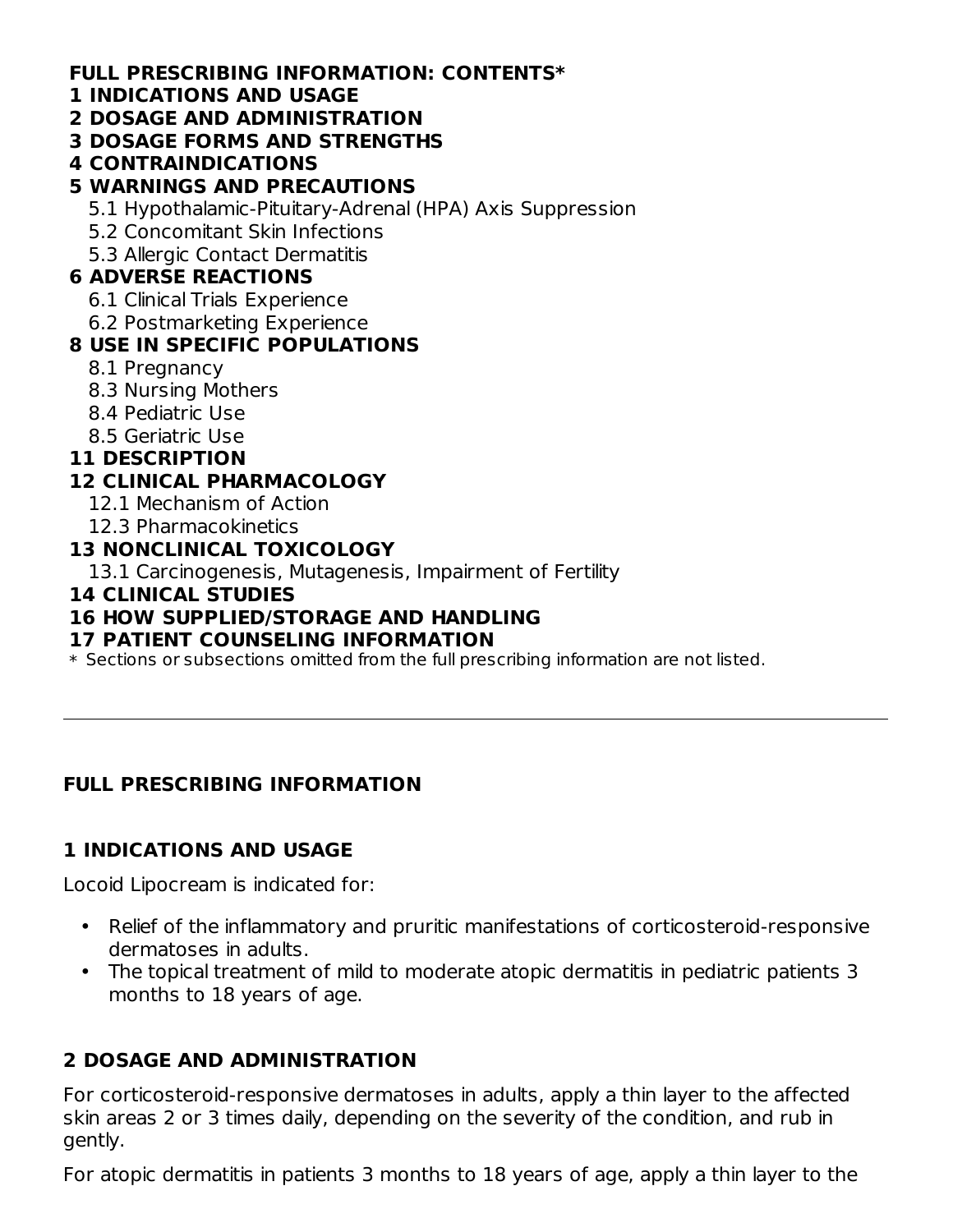**FULL PRESCRIBING INFORMATION: CONTENTS***

**1 INDICATIONS AND USAGE**

**2 DOSAGE AND ADMINISTRATION**

**3 DOSAGE FORMS AND STRENGTHS**

**4 CONTRAINDICATIONS**

**5 WARNINGS AND PRECAUTIONS**

- 5.1 Hypothalamic-Pituitary-Adrenal (HPA) Axis Suppression
- 5.2 Concomitant Skin Infections
- 5.3 Allergic Contact Dermatitis

**6 ADVERSE REACTIONS**

- 6.1 Clinical Trials Experience
- 6.2 Postmarketing Experience

**8 USE IN SPECIFIC POPULATIONS**

- 8.1 Pregnancy
- 8.3 Nursing Mothers
- 8.4 Pediatric Use
- 8.5 Geriatric Use

**11 DESCRIPTION**

**12 CLINICAL PHARMACOLOGY**

- 12.1 Mechanism of Action
- 12.3 Pharmacokinetics

**13 NONCLINICAL TOXICOLOGY**

- 13.1 Carcinogenesis, Mutagenesis, Impairment of Fertility

**14 CLINICAL STUDIES**

**16 HOW SUPPLIED/STORAGE AND HANDLING**

**17 PATIENT COUNSELING INFORMATION**

* Sections or subsections omitted from the full prescribing information are not listed.

---

## FULL PRESCRIBING INFORMATION

## 1 INDICATIONS AND USAGE

Locoid Lipocream is indicated for:

- Relief of the inflammatory and pruritic manifestations of corticosteroid-responsive dermatoses in adults.
- The topical treatment of mild to moderate atopic dermatitis in pediatric patients 3 months to 18 years of age.

## 2 DOSAGE AND ADMINISTRATION

For corticosteroid-responsive dermatoses in adults, apply a thin layer to the affected skin areas 2 or 3 times daily, depending on the severity of the condition, and rub in gently.

For atopic dermatitis in patients 3 months to 18 years of age, apply a thin layer to the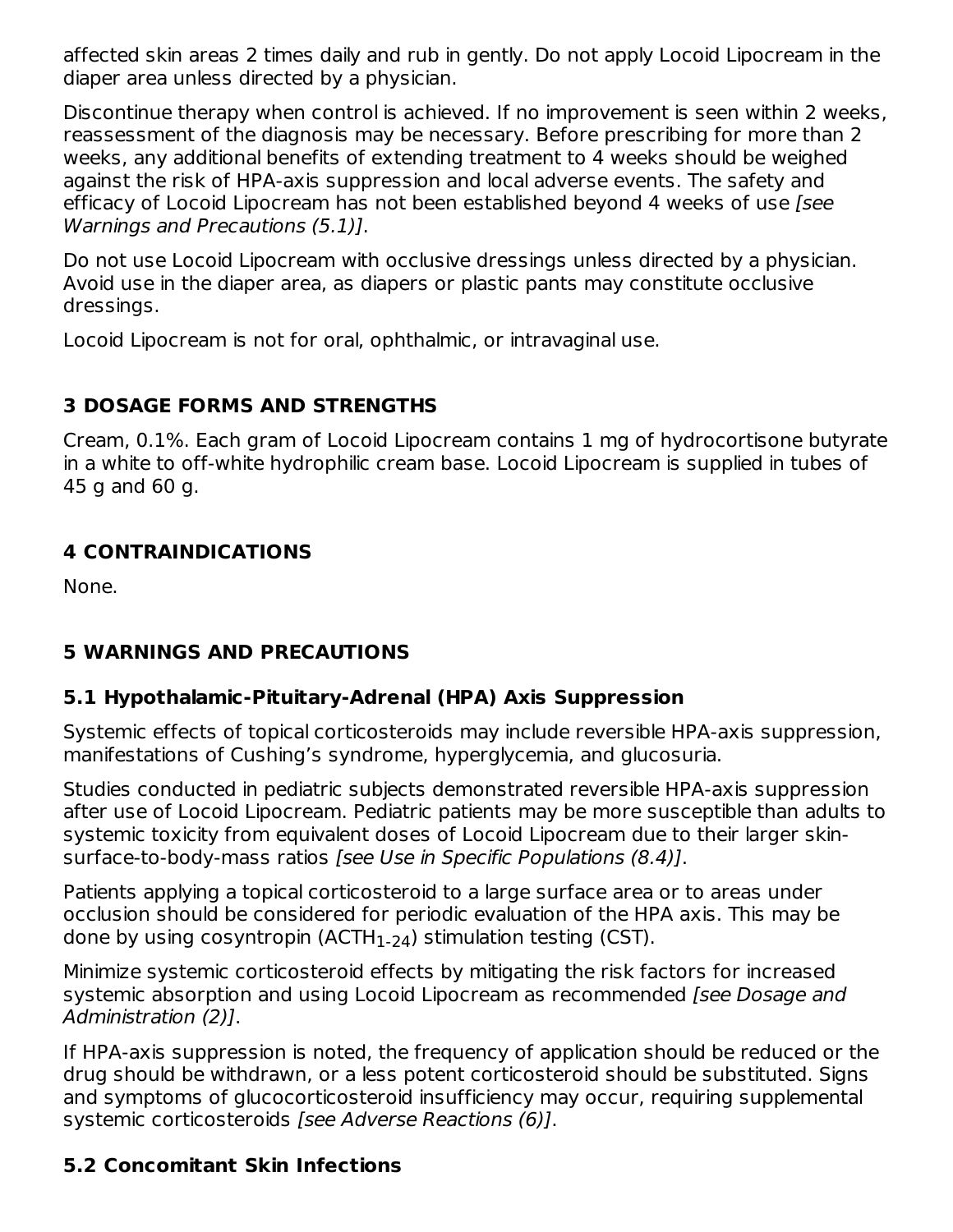affected skin areas 2 times daily and rub in gently. Do not apply Locoid Lipocream in the diaper area unless directed by a physician.

Discontinue therapy when control is achieved. If no improvement is seen within 2 weeks, reassessment of the diagnosis may be necessary. Before prescribing for more than 2 weeks, any additional benefits of extending treatment to 4 weeks should be weighed against the risk of HPA-axis suppression and local adverse events. The safety and efficacy of Locoid Lipocream has not been established beyond 4 weeks of use *[see Warnings and Precautions (5.1)]*.

Do not use Locoid Lipocream with occlusive dressings unless directed by a physician. Avoid use in the diaper area, as diapers or plastic pants may constitute occlusive dressings.

Locoid Lipocream is not for oral, ophthalmic, or intravaginal use.

## 3 DOSAGE FORMS AND STRENGTHS

Cream, 0.1%. Each gram of Locoid Lipocream contains 1 mg of hydrocortisone butyrate in a white to off-white hydrophilic cream base. Locoid Lipocream is supplied in tubes of 45 g and 60 g.

## 4 CONTRAINDICATIONS

None.

## 5 WARNINGS AND PRECAUTIONS

### 5.1 Hypothalamic-Pituitary-Adrenal (HPA) Axis Suppression

Systemic effects of topical corticosteroids may include reversible HPA-axis suppression, manifestations of Cushing's syndrome, hyperglycemia, and glucosuria.

Studies conducted in pediatric subjects demonstrated reversible HPA-axis suppression after use of Locoid Lipocream. Pediatric patients may be more susceptible than adults to systemic toxicity from equivalent doses of Locoid Lipocream due to their larger skin-surface-to-body-mass ratios *[see Use in Specific Populations (8.4)]*.

Patients applying a topical corticosteroid to a large surface area or to areas under occlusion should be considered for periodic evaluation of the HPA axis. This may be done by using cosyntropin ($ACTH_{1\text{-}24}$) stimulation testing (CST).

Minimize systemic corticosteroid effects by mitigating the risk factors for increased systemic absorption and using Locoid Lipocream as recommended *[see Dosage and Administration (2)]*.

If HPA-axis suppression is noted, the frequency of application should be reduced or the drug should be withdrawn, or a less potent corticosteroid should be substituted. Signs and symptoms of glucocorticosteroid insufficiency may occur, requiring supplemental systemic corticosteroids *[see Adverse Reactions (6)]*.

### 5.2 Concomitant Skin Infections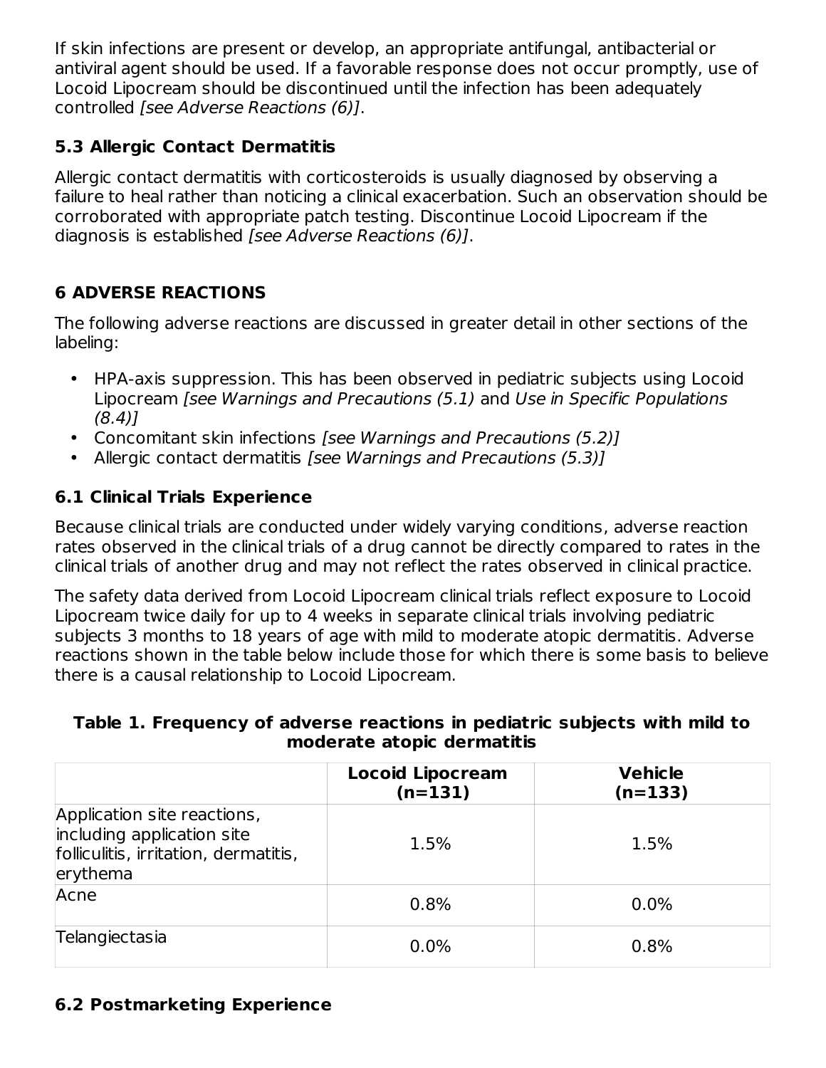If skin infections are present or develop, an appropriate antifungal, antibacterial or antiviral agent should be used. If a favorable response does not occur promptly, use of Locoid Lipocream should be discontinued until the infection has been adequately controlled *[see Adverse Reactions (6)]*.

### 5.3 Allergic Contact Dermatitis

Allergic contact dermatitis with corticosteroids is usually diagnosed by observing a failure to heal rather than noticing a clinical exacerbation. Such an observation should be corroborated with appropriate patch testing. Discontinue Locoid Lipocream if the diagnosis is established *[see Adverse Reactions (6)]*.

## 6 ADVERSE REACTIONS

The following adverse reactions are discussed in greater detail in other sections of the labeling:

- HPA-axis suppression. This has been observed in pediatric subjects using Locoid Lipocream *[see Warnings and Precautions (5.1)* and *Use in Specific Populations (8.4)]*
- Concomitant skin infections *[see Warnings and Precautions (5.2)]*
- Allergic contact dermatitis *[see Warnings and Precautions (5.3)]*

### 6.1 Clinical Trials Experience

Because clinical trials are conducted under widely varying conditions, adverse reaction rates observed in the clinical trials of a drug cannot be directly compared to rates in the clinical trials of another drug and may not reflect the rates observed in clinical practice.

The safety data derived from Locoid Lipocream clinical trials reflect exposure to Locoid Lipocream twice daily for up to 4 weeks in separate clinical trials involving pediatric subjects 3 months to 18 years of age with mild to moderate atopic dermatitis. Adverse reactions shown in the table below include those for which there is some basis to believe there is a causal relationship to Locoid Lipocream.

**Table 1. Frequency of adverse reactions in pediatric subjects with mild to moderate atopic dermatitis**

| | Locoid Lipocream (n=131) | Vehicle (n=133) |
|---|---|---|
| Application site reactions, including application site folliculitis, irritation, dermatitis, erythema | 1.5% | 1.5% |
| Acne | 0.8% | 0.0% |
| Telangiectasia | 0.0% | 0.8% |

### 6.2 Postmarketing Experience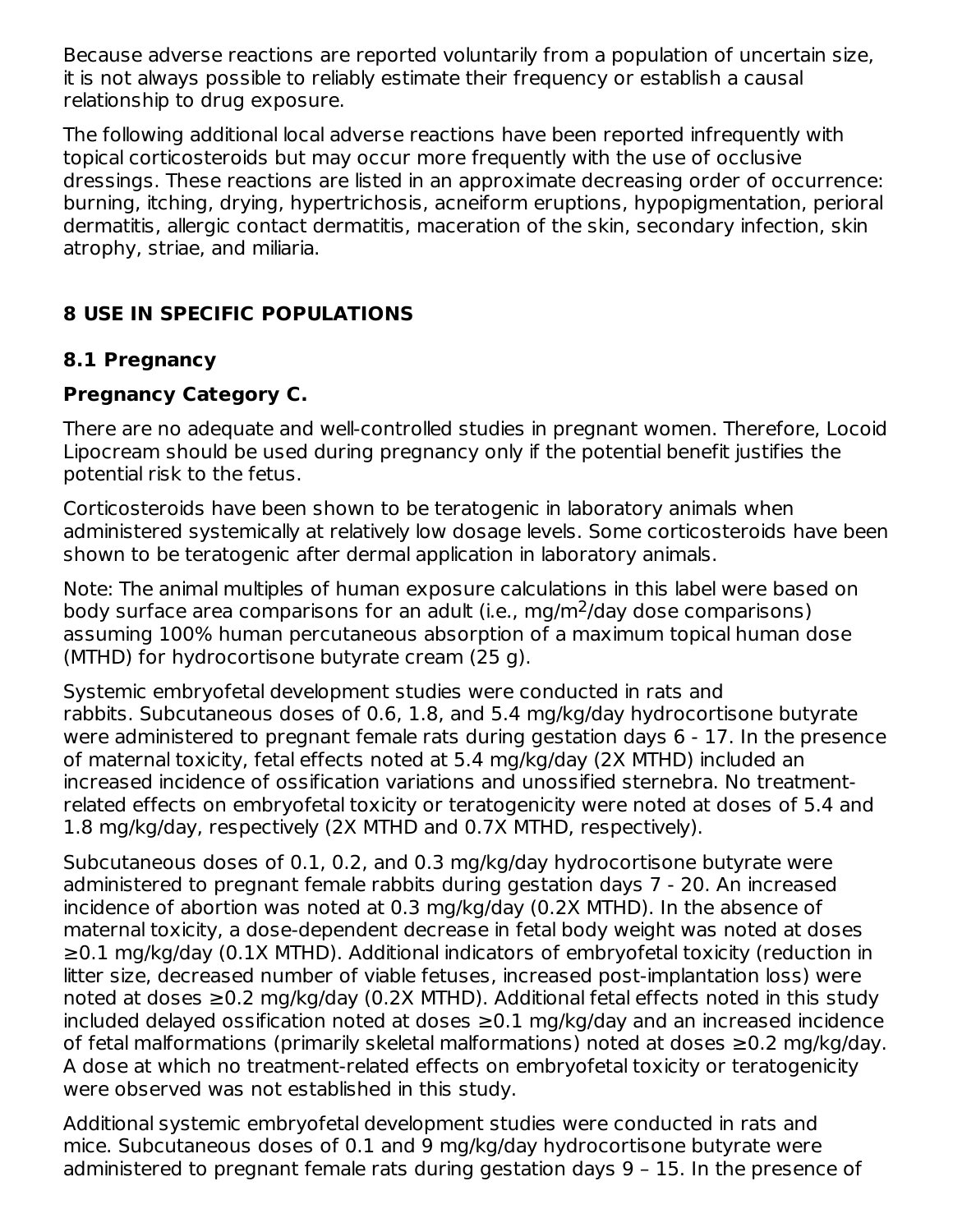Because adverse reactions are reported voluntarily from a population of uncertain size, it is not always possible to reliably estimate their frequency or establish a causal relationship to drug exposure.

The following additional local adverse reactions have been reported infrequently with topical corticosteroids but may occur more frequently with the use of occlusive dressings. These reactions are listed in an approximate decreasing order of occurrence: burning, itching, drying, hypertrichosis, acneiform eruptions, hypopigmentation, perioral dermatitis, allergic contact dermatitis, maceration of the skin, secondary infection, skin atrophy, striae, and miliaria.

## 8 USE IN SPECIFIC POPULATIONS

### 8.1 Pregnancy

**Pregnancy Category C.**

There are no adequate and well-controlled studies in pregnant women. Therefore, Locoid Lipocream should be used during pregnancy only if the potential benefit justifies the potential risk to the fetus.

Corticosteroids have been shown to be teratogenic in laboratory animals when administered systemically at relatively low dosage levels. Some corticosteroids have been shown to be teratogenic after dermal application in laboratory animals.

Note: The animal multiples of human exposure calculations in this label were based on body surface area comparisons for an adult (i.e., $mg/m^2/day$ dose comparisons) assuming 100% human percutaneous absorption of a maximum topical human dose (MTHD) for hydrocortisone butyrate cream (25 g).

Systemic embryofetal development studies were conducted in rats and rabbits. Subcutaneous doses of 0.6, 1.8, and 5.4 mg/kg/day hydrocortisone butyrate were administered to pregnant female rats during gestation days 6 - 17. In the presence of maternal toxicity, fetal effects noted at 5.4 mg/kg/day (2X MTHD) included an increased incidence of ossification variations and unossified sternebra. No treatment-related effects on embryofetal toxicity or teratogenicity were noted at doses of 5.4 and 1.8 mg/kg/day, respectively (2X MTHD and 0.7X MTHD, respectively).

Subcutaneous doses of 0.1, 0.2, and 0.3 mg/kg/day hydrocortisone butyrate were administered to pregnant female rabbits during gestation days 7 - 20. An increased incidence of abortion was noted at 0.3 mg/kg/day (0.2X MTHD). In the absence of maternal toxicity, a dose-dependent decrease in fetal body weight was noted at doses ≥0.1 mg/kg/day (0.1X MTHD). Additional indicators of embryofetal toxicity (reduction in litter size, decreased number of viable fetuses, increased post-implantation loss) were noted at doses ≥0.2 mg/kg/day (0.2X MTHD). Additional fetal effects noted in this study included delayed ossification noted at doses ≥0.1 mg/kg/day and an increased incidence of fetal malformations (primarily skeletal malformations) noted at doses ≥0.2 mg/kg/day. A dose at which no treatment-related effects on embryofetal toxicity or teratogenicity were observed was not established in this study.

Additional systemic embryofetal development studies were conducted in rats and mice. Subcutaneous doses of 0.1 and 9 mg/kg/day hydrocortisone butyrate were administered to pregnant female rats during gestation days 9 – 15. In the presence of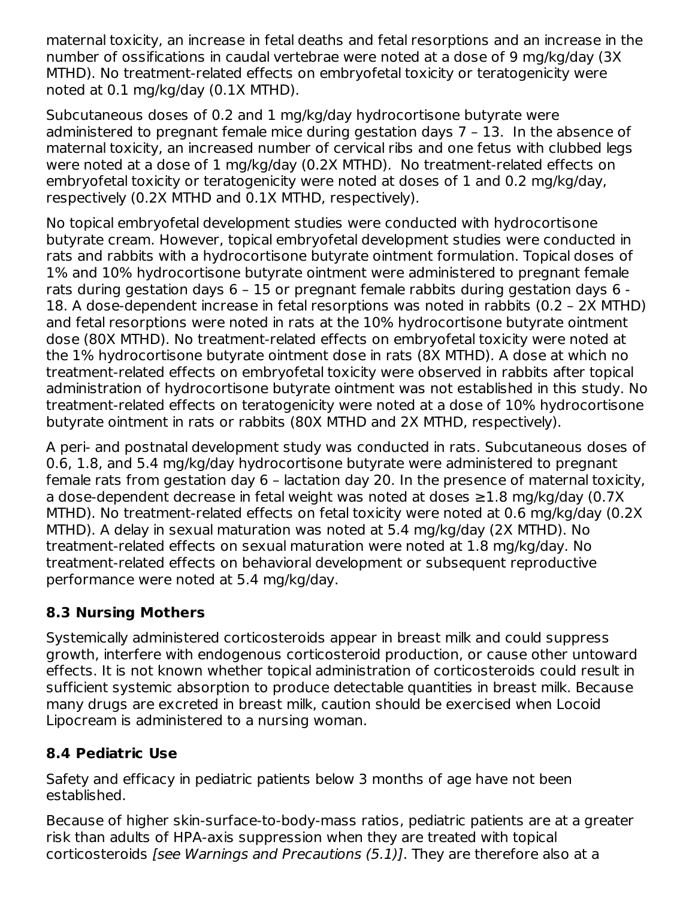maternal toxicity, an increase in fetal deaths and fetal resorptions and an increase in the number of ossifications in caudal vertebrae were noted at a dose of 9 mg/kg/day (3X MTHD). No treatment-related effects on embryofetal toxicity or teratogenicity were noted at 0.1 mg/kg/day (0.1X MTHD).

Subcutaneous doses of 0.2 and 1 mg/kg/day hydrocortisone butyrate were administered to pregnant female mice during gestation days 7 – 13. In the absence of maternal toxicity, an increased number of cervical ribs and one fetus with clubbed legs were noted at a dose of 1 mg/kg/day (0.2X MTHD). No treatment-related effects on embryofetal toxicity or teratogenicity were noted at doses of 1 and 0.2 mg/kg/day, respectively (0.2X MTHD and 0.1X MTHD, respectively).

No topical embryofetal development studies were conducted with hydrocortisone butyrate cream. However, topical embryofetal development studies were conducted in rats and rabbits with a hydrocortisone butyrate ointment formulation. Topical doses of 1% and 10% hydrocortisone butyrate ointment were administered to pregnant female rats during gestation days 6 – 15 or pregnant female rabbits during gestation days 6 - 18. A dose-dependent increase in fetal resorptions was noted in rabbits (0.2 – 2X MTHD) and fetal resorptions were noted in rats at the 10% hydrocortisone butyrate ointment dose (80X MTHD). No treatment-related effects on embryofetal toxicity were noted at the 1% hydrocortisone butyrate ointment dose in rats (8X MTHD). A dose at which no treatment-related effects on embryofetal toxicity were observed in rabbits after topical administration of hydrocortisone butyrate ointment was not established in this study. No treatment-related effects on teratogenicity were noted at a dose of 10% hydrocortisone butyrate ointment in rats or rabbits (80X MTHD and 2X MTHD, respectively).

A peri- and postnatal development study was conducted in rats. Subcutaneous doses of 0.6, 1.8, and 5.4 mg/kg/day hydrocortisone butyrate were administered to pregnant female rats from gestation day 6 – lactation day 20. In the presence of maternal toxicity, a dose-dependent decrease in fetal weight was noted at doses ≥1.8 mg/kg/day (0.7X MTHD). No treatment-related effects on fetal toxicity were noted at 0.6 mg/kg/day (0.2X MTHD). A delay in sexual maturation was noted at 5.4 mg/kg/day (2X MTHD). No treatment-related effects on sexual maturation were noted at 1.8 mg/kg/day. No treatment-related effects on behavioral development or subsequent reproductive performance were noted at 5.4 mg/kg/day.

## 8.3 Nursing Mothers

Systemically administered corticosteroids appear in breast milk and could suppress growth, interfere with endogenous corticosteroid production, or cause other untoward effects. It is not known whether topical administration of corticosteroids could result in sufficient systemic absorption to produce detectable quantities in breast milk. Because many drugs are excreted in breast milk, caution should be exercised when Locoid Lipocream is administered to a nursing woman.

## 8.4 Pediatric Use

Safety and efficacy in pediatric patients below 3 months of age have not been established.

Because of higher skin-surface-to-body-mass ratios, pediatric patients are at a greater risk than adults of HPA-axis suppression when they are treated with topical corticosteroids *[see Warnings and Precautions (5.1)]*. They are therefore also at a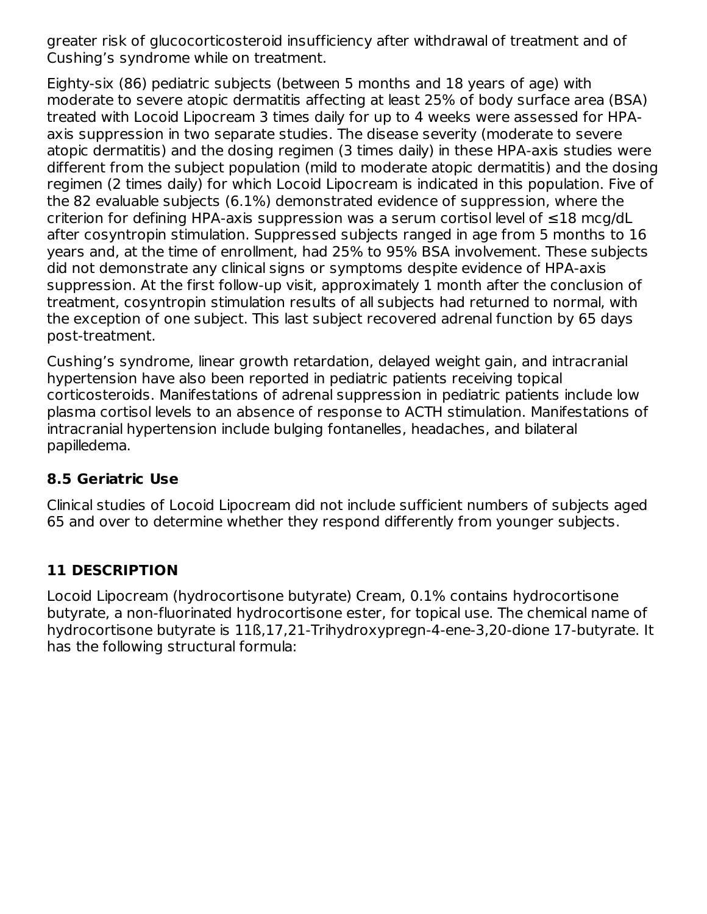greater risk of glucocorticosteroid insufficiency after withdrawal of treatment and of Cushing's syndrome while on treatment.

Eighty-six (86) pediatric subjects (between 5 months and 18 years of age) with moderate to severe atopic dermatitis affecting at least 25% of body surface area (BSA) treated with Locoid Lipocream 3 times daily for up to 4 weeks were assessed for HPA-axis suppression in two separate studies. The disease severity (moderate to severe atopic dermatitis) and the dosing regimen (3 times daily) in these HPA-axis studies were different from the subject population (mild to moderate atopic dermatitis) and the dosing regimen (2 times daily) for which Locoid Lipocream is indicated in this population. Five of the 82 evaluable subjects (6.1%) demonstrated evidence of suppression, where the criterion for defining HPA-axis suppression was a serum cortisol level of ≤18 mcg/dL after cosyntropin stimulation. Suppressed subjects ranged in age from 5 months to 16 years and, at the time of enrollment, had 25% to 95% BSA involvement. These subjects did not demonstrate any clinical signs or symptoms despite evidence of HPA-axis suppression. At the first follow-up visit, approximately 1 month after the conclusion of treatment, cosyntropin stimulation results of all subjects had returned to normal, with the exception of one subject. This last subject recovered adrenal function by 65 days post-treatment.

Cushing's syndrome, linear growth retardation, delayed weight gain, and intracranial hypertension have also been reported in pediatric patients receiving topical corticosteroids. Manifestations of adrenal suppression in pediatric patients include low plasma cortisol levels to an absence of response to ACTH stimulation. Manifestations of intracranial hypertension include bulging fontanelles, headaches, and bilateral papilledema.

### 8.5 Geriatric Use

Clinical studies of Locoid Lipocream did not include sufficient numbers of subjects aged 65 and over to determine whether they respond differently from younger subjects.

## 11 DESCRIPTION

Locoid Lipocream (hydrocortisone butyrate) Cream, 0.1% contains hydrocortisone butyrate, a non-fluorinated hydrocortisone ester, for topical use. The chemical name of hydrocortisone butyrate is 11ß,17,21-Trihydroxypregn-4-ene-3,20-dione 17-butyrate. It has the following structural formula: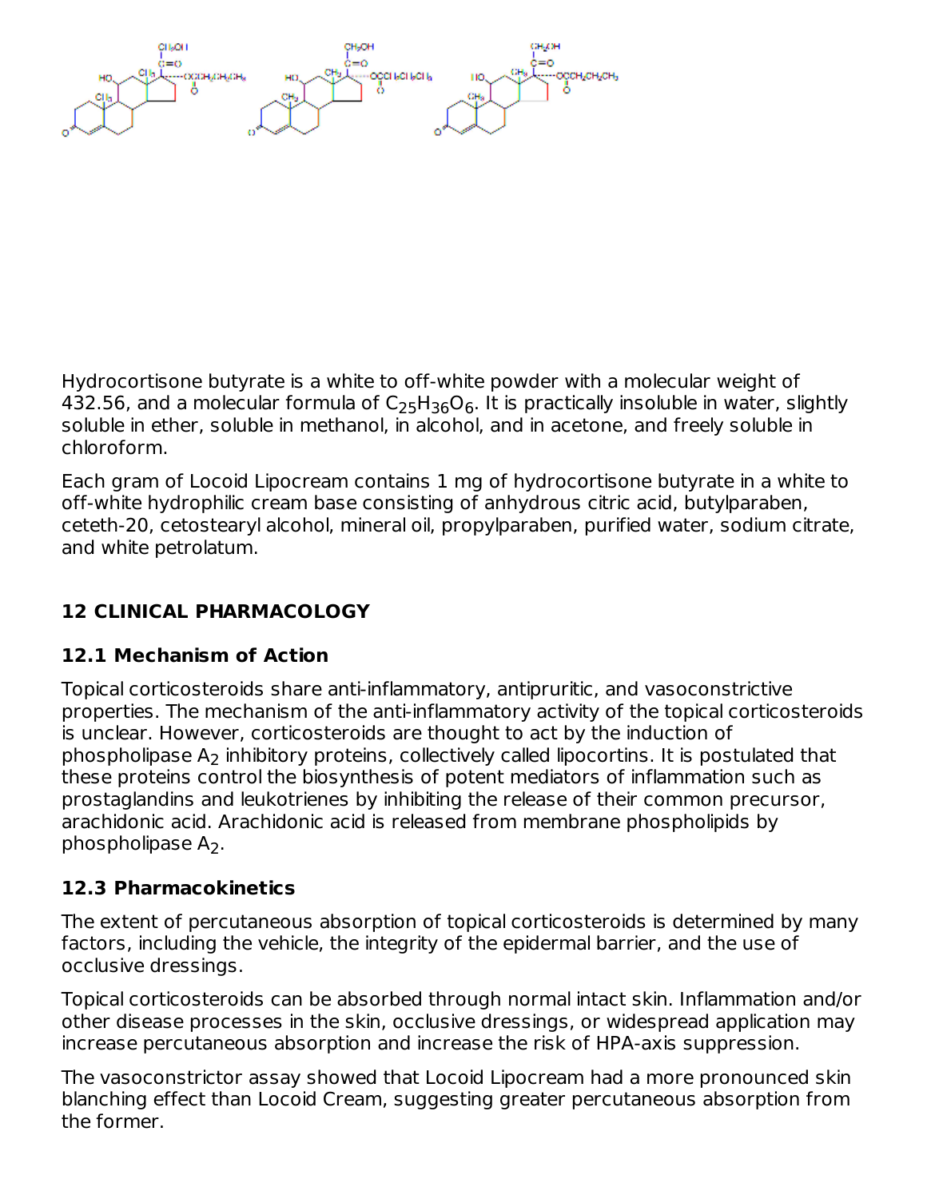Hydrocortisone butyrate is a white to off-white powder with a molecular weight of 432.56, and a molecular formula of $C_{25}H_{36}O_6$. It is practically insoluble in water, slightly soluble in ether, soluble in methanol, in alcohol, and in acetone, and freely soluble in chloroform.

Each gram of Locoid Lipocream contains 1 mg of hydrocortisone butyrate in a white to off-white hydrophilic cream base consisting of anhydrous citric acid, butylparaben, ceteth-20, cetostearyl alcohol, mineral oil, propylparaben, purified water, sodium citrate, and white petrolatum.

## 12 CLINICAL PHARMACOLOGY

### 12.1 Mechanism of Action

Topical corticosteroids share anti-inflammatory, antipruritic, and vasoconstrictive properties. The mechanism of the anti-inflammatory activity of the topical corticosteroids is unclear. However, corticosteroids are thought to act by the induction of phospholipase $A_2$ inhibitory proteins, collectively called lipocortins. It is postulated that these proteins control the biosynthesis of potent mediators of inflammation such as prostaglandins and leukotrienes by inhibiting the release of their common precursor, arachidonic acid. Arachidonic acid is released from membrane phospholipids by phospholipase $A_2$.

### 12.3 Pharmacokinetics

The extent of percutaneous absorption of topical corticosteroids is determined by many factors, including the vehicle, the integrity of the epidermal barrier, and the use of occlusive dressings.

Topical corticosteroids can be absorbed through normal intact skin. Inflammation and/or other disease processes in the skin, occlusive dressings, or widespread application may increase percutaneous absorption and increase the risk of HPA-axis suppression.

The vasoconstrictor assay showed that Locoid Lipocream had a more pronounced skin blanching effect than Locoid Cream, suggesting greater percutaneous absorption from the former.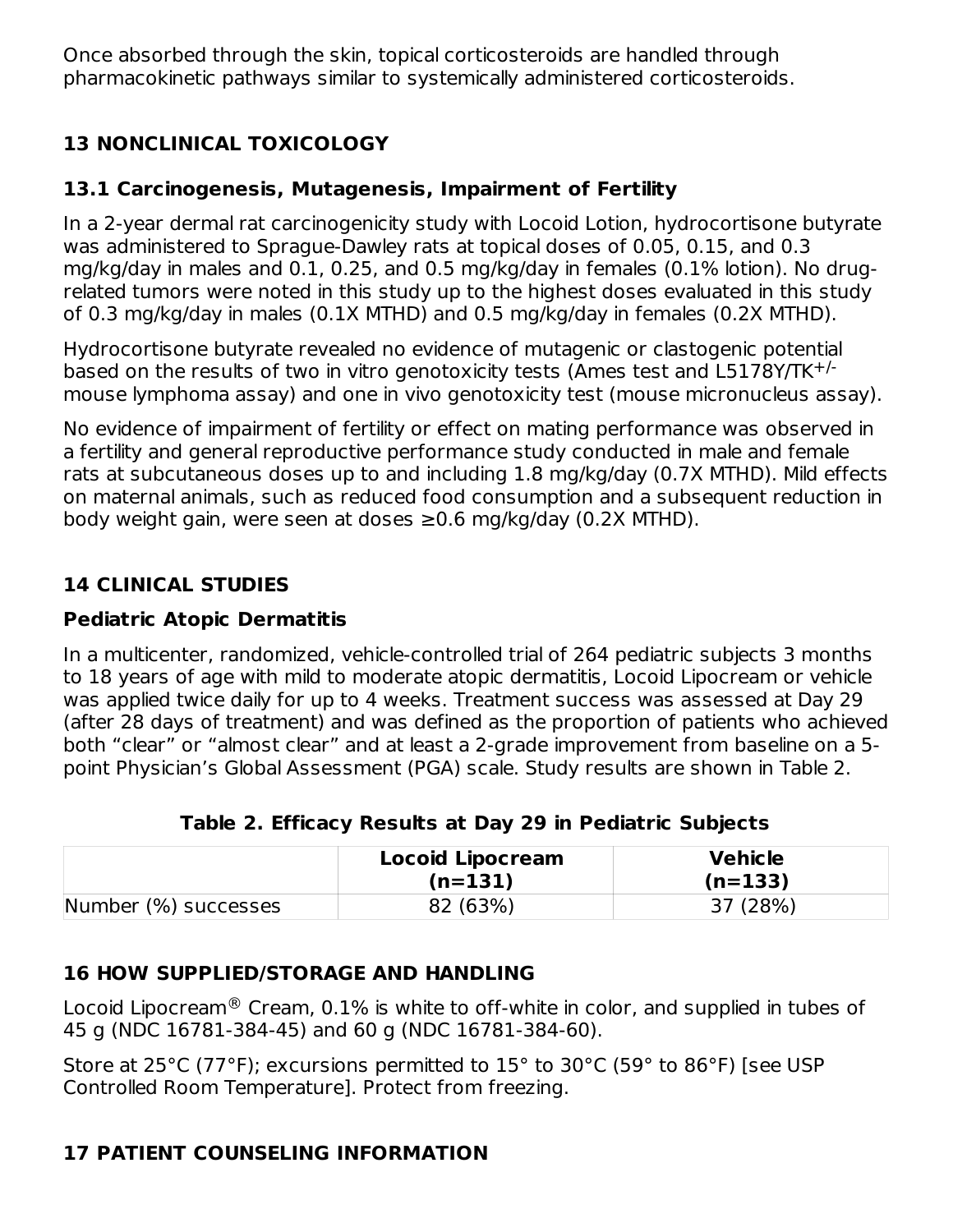Once absorbed through the skin, topical corticosteroids are handled through pharmacokinetic pathways similar to systemically administered corticosteroids.

## 13 NONCLINICAL TOXICOLOGY

### 13.1 Carcinogenesis, Mutagenesis, Impairment of Fertility

In a 2-year dermal rat carcinogenicity study with Locoid Lotion, hydrocortisone butyrate was administered to Sprague-Dawley rats at topical doses of 0.05, 0.15, and 0.3 mg/kg/day in males and 0.1, 0.25, and 0.5 mg/kg/day in females (0.1% lotion). No drug-related tumors were noted in this study up to the highest doses evaluated in this study of 0.3 mg/kg/day in males (0.1X MTHD) and 0.5 mg/kg/day in females (0.2X MTHD).

Hydrocortisone butyrate revealed no evidence of mutagenic or clastogenic potential based on the results of two in vitro genotoxicity tests (Ames test and L5178Y/TK$^{+/-}$ mouse lymphoma assay) and one in vivo genotoxicity test (mouse micronucleus assay).

No evidence of impairment of fertility or effect on mating performance was observed in a fertility and general reproductive performance study conducted in male and female rats at subcutaneous doses up to and including 1.8 mg/kg/day (0.7X MTHD). Mild effects on maternal animals, such as reduced food consumption and a subsequent reduction in body weight gain, were seen at doses ≥0.6 mg/kg/day (0.2X MTHD).

## 14 CLINICAL STUDIES

### Pediatric Atopic Dermatitis

In a multicenter, randomized, vehicle-controlled trial of 264 pediatric subjects 3 months to 18 years of age with mild to moderate atopic dermatitis, Locoid Lipocream or vehicle was applied twice daily for up to 4 weeks. Treatment success was assessed at Day 29 (after 28 days of treatment) and was defined as the proportion of patients who achieved both "clear" or "almost clear" and at least a 2-grade improvement from baseline on a 5-point Physician's Global Assessment (PGA) scale. Study results are shown in Table 2.

**Table 2. Efficacy Results at Day 29 in Pediatric Subjects**

| | Locoid Lipocream (n=131) | Vehicle (n=133) |
|---|---|---|
| Number (%) successes | 82 (63%) | 37 (28%) |

## 16 HOW SUPPLIED/STORAGE AND HANDLING

Locoid Lipocream® Cream, 0.1% is white to off-white in color, and supplied in tubes of 45 g (NDC 16781-384-45) and 60 g (NDC 16781-384-60).

Store at 25°C (77°F); excursions permitted to 15° to 30°C (59° to 86°F) [see USP Controlled Room Temperature]. Protect from freezing.

## 17 PATIENT COUNSELING INFORMATION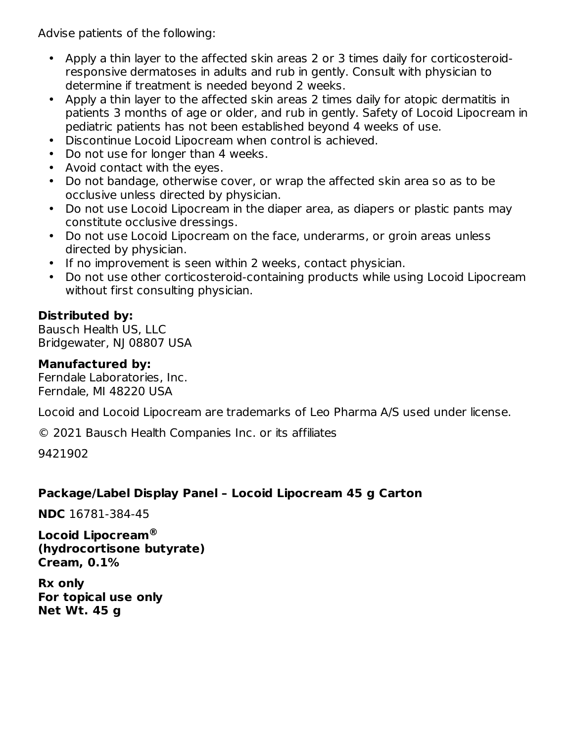Advise patients of the following:

- Apply a thin layer to the affected skin areas 2 or 3 times daily for corticosteroid-responsive dermatoses in adults and rub in gently. Consult with physician to determine if treatment is needed beyond 2 weeks.
- Apply a thin layer to the affected skin areas 2 times daily for atopic dermatitis in patients 3 months of age or older, and rub in gently. Safety of Locoid Lipocream in pediatric patients has not been established beyond 4 weeks of use.
- Discontinue Locoid Lipocream when control is achieved.
- Do not use for longer than 4 weeks.
- Avoid contact with the eyes.
- Do not bandage, otherwise cover, or wrap the affected skin area so as to be occlusive unless directed by physician.
- Do not use Locoid Lipocream in the diaper area, as diapers or plastic pants may constitute occlusive dressings.
- Do not use Locoid Lipocream on the face, underarms, or groin areas unless directed by physician.
- If no improvement is seen within 2 weeks, contact physician.
- Do not use other corticosteroid-containing products while using Locoid Lipocream without first consulting physician.

**Distributed by:**
Bausch Health US, LLC
Bridgewater, NJ 08807 USA

**Manufactured by:**
Ferndale Laboratories, Inc.
Ferndale, MI 48220 USA

Locoid and Locoid Lipocream are trademarks of Leo Pharma A/S used under license.

© 2021 Bausch Health Companies Inc. or its affiliates

9421902

**Package/Label Display Panel – Locoid Lipocream 45 g Carton**

**NDC** 16781-384-45

**Locoid Lipocream®**
**(hydrocortisone butyrate)**
**Cream, 0.1%**

**Rx only**
**For topical use only**
**Net Wt. 45 g**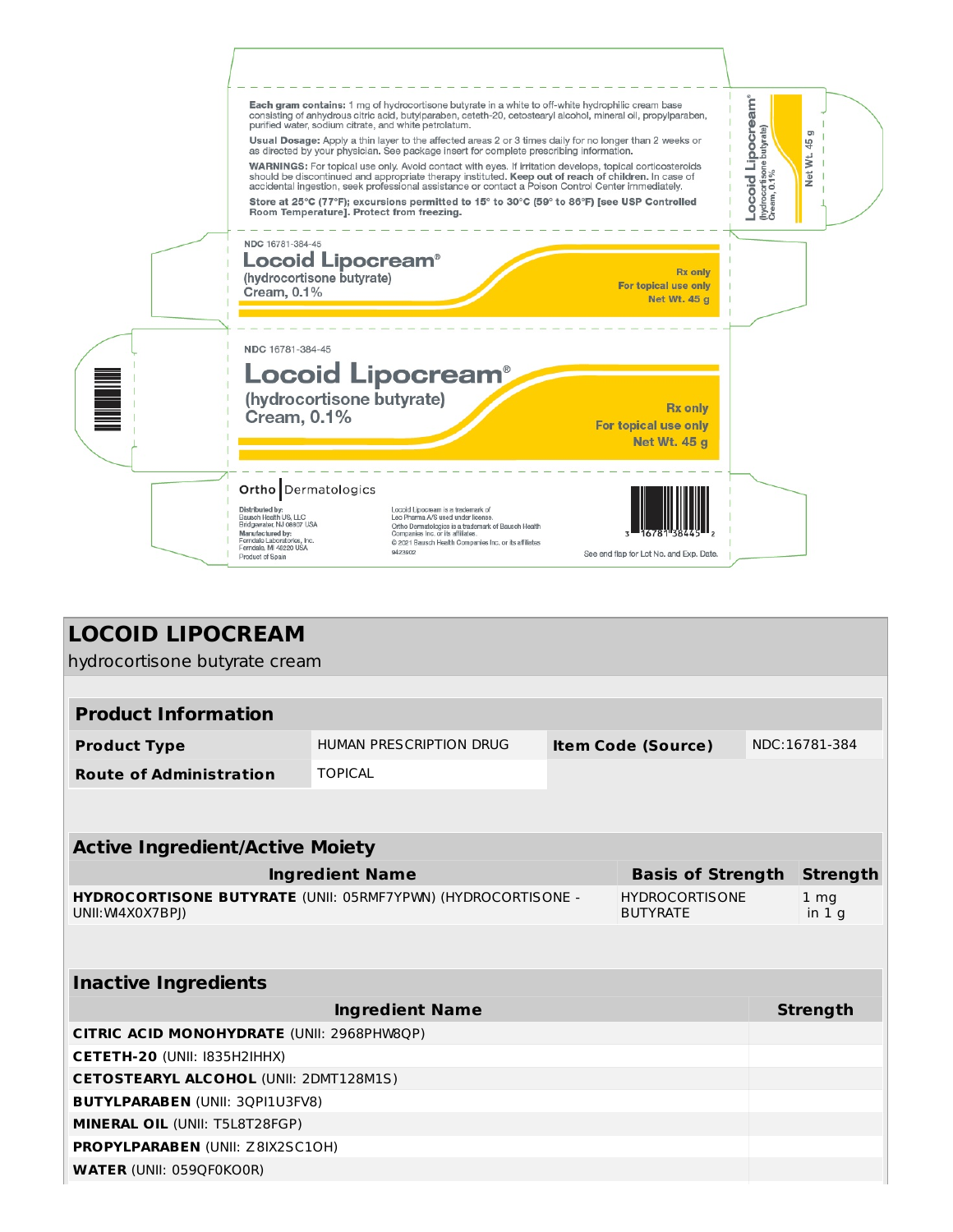Each gram contains: 1 mg of hydrocortisone butyrate in a white to off-white hydrophilic cream base consisting of anhydrous citric acid, butylparaben, ceteth-20, cetostearyl alcohol, mineral oil, propylparaben, purified water, sodium citrate, and white petrolatum.

**Usual Dosage:** Apply a thin layer to the affected areas 2 or 3 times daily for no longer than 2 weeks or as directed by your physician. See package insert for complete prescribing information.

**WARNINGS:** For topical use only. Avoid contact with eyes. If irritation develops, topical corticosteroids should be discontinued and appropriate therapy instituted. **Keep out of reach of children.** In case of accidental ingestion, seek professional assistance or contact a Poison Control Center immediately.

**Store at 25°C (77°F); excursions permitted to 15° to 30°C (59° to 86°F) [see USP Controlled Room Temperature]. Protect from freezing.**

Locoid Lipocream® (hydrocortisone butyrate) Cream, 0.1% Net Wt. 45 g

NDC 16781-384-45

**Locoid Lipocream®**

(hydrocortisone butyrate)
Cream, 0.1%

Rx only
For topical use only
Net Wt. 45 g

NDC 16781-384-45

**Locoid Lipocream®**

(hydrocortisone butyrate)
Cream, 0.1%

Rx only
For topical use only
Net Wt. 45 g

Ortho | Dermatologics

Distributed by:
Bausch Health US, LLC
Bridgewater, NJ 08807 USA
Manufactured by:
Ferndale Laboratories, Inc.
Ferndale, MI 48220 USA
Product of Spain

Locoid Lipocream is a trademark of Leo Pharma A/S used under license.
Ortho Dermatologics is a trademark of Bausch Health Companies Inc. or its affiliates.
© 2021 Bausch Health Companies Inc. or its affiliates
9423902

3 16781 38445 2

See end flap for Lot No. and Exp. Date.

# LOCOID LIPOCREAM

hydrocortisone butyrate cream

| **Product Information** | | | |
|---|---|---|---|
| **Product Type** | HUMAN PRESCRIPTION DRUG | **Item Code (Source)** | NDC:16781-384 |
| **Route of Administration** | TOPICAL | | |

| **Active Ingredient/Active Moiety** | | |
|---|---|---|
| **Ingredient Name** | **Basis of Strength** | **Strength** |
| **HYDROCORTISONE BUTYRATE** (UNII: 05RMF7YPWN) (HYDROCORTISONE - UNII:WI4X0X7BPJ) | HYDROCORTISONE BUTYRATE | 1 mg in 1 g |

| **Inactive Ingredients** | |
|---|---|
| **Ingredient Name** | **Strength** |
| **CITRIC ACID MONOHYDRATE** (UNII: 2968PHW8QP) | |
| **CETETH-20** (UNII: I835H2IHHX) | |
| **CETOSTEARYL ALCOHOL** (UNII: 2DMT128M1S) | |
| **BUTYLPARABEN** (UNII: 3QPI1U3FV8) | |
| **MINERAL OIL** (UNII: T5L8T28FGP) | |
| **PROPYLPARABEN** (UNII: Z8IX2SC1OH) | |
| **WATER** (UNII: 059QF0KO0R) | |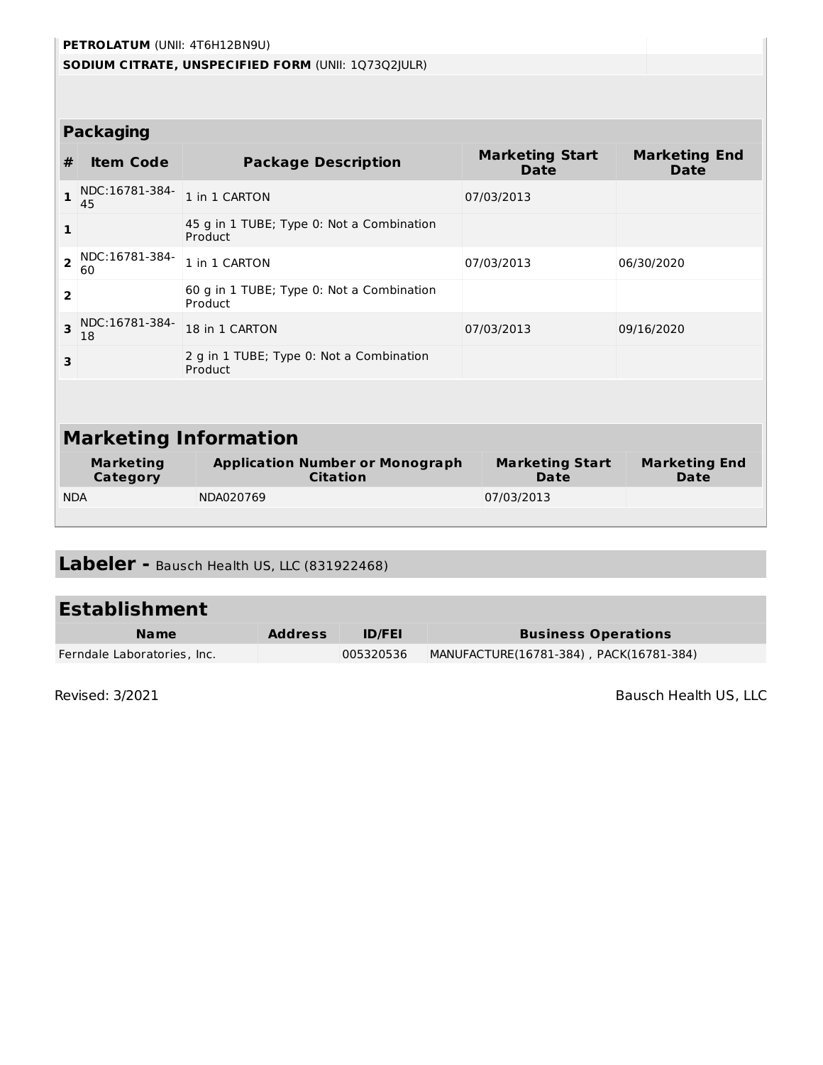| | |
|---|---|
| **PETROLATUM** (UNII: 4T6H12BN9U) | |
| **SODIUM CITRATE, UNSPECIFIED FORM** (UNII: 1Q73Q2JULR) | |

**Packaging**

| # | Item Code | Package Description | Marketing Start Date | Marketing End Date |
|---|---|---|---|---|
| 1 | NDC:16781-384-45 | 1 in 1 CARTON | 07/03/2013 | |
| 1 | | 45 g in 1 TUBE; Type 0: Not a Combination Product | | |
| 2 | NDC:16781-384-60 | 1 in 1 CARTON | 07/03/2013 | 06/30/2020 |
| 2 | | 60 g in 1 TUBE; Type 0: Not a Combination Product | | |
| 3 | NDC:16781-384-18 | 18 in 1 CARTON | 07/03/2013 | 09/16/2020 |
| 3 | | 2 g in 1 TUBE; Type 0: Not a Combination Product | | |

**Marketing Information**

| Marketing Category | Application Number or Monograph Citation | Marketing Start Date | Marketing End Date |
|---|---|---|---|
| NDA | NDA020769 | 07/03/2013 | |

**Labeler -** Bausch Health US, LLC (831922468)

**Establishment**

| Name | Address | ID/FEI | Business Operations |
|---|---|---|---|
| Ferndale Laboratories, Inc. | | 005320536 | MANUFACTURE(16781-384) , PACK(16781-384) |

Revised: 3/2021

Bausch Health US, LLC